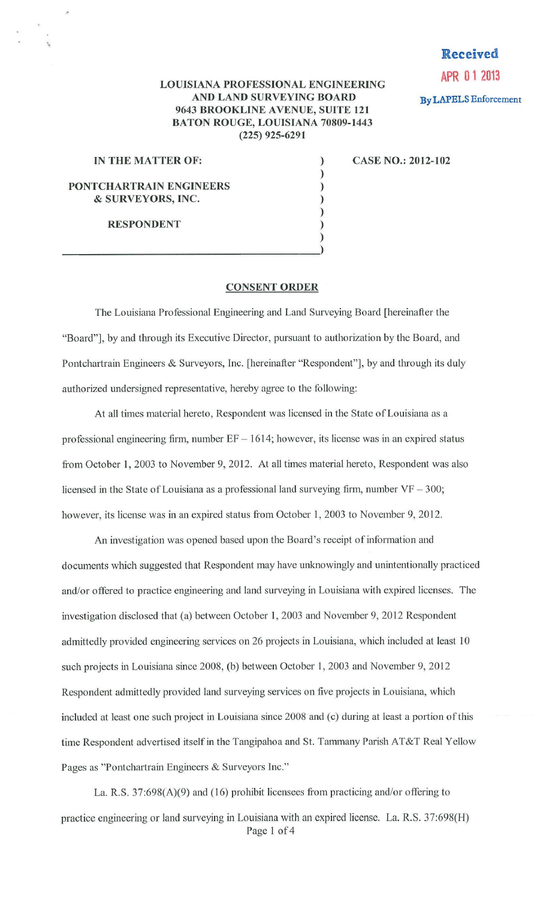**Received**
**APR 01 2013**
**By LAPELS Enforcement**

**LOUISIANA PROFESSIONAL ENGINEERING AND LAND SURVEYING BOARD**
**9643 BROOKLINE AVENUE, SUITE 121**
**BATON ROUGE, LOUISIANA 70809-1443**
**(225) 925-6291**

| | |
|---|---|
| **IN THE MATTER OF:** | **CASE NO.: 2012-102** |
| **PONTCHARTRAIN ENGINEERS & SURVEYORS, INC.** | |
| **RESPONDENT** | |

## CONSENT ORDER

The Louisiana Professional Engineering and Land Surveying Board [hereinafter the "Board"], by and through its Executive Director, pursuant to authorization by the Board, and Pontchartrain Engineers & Surveyors, Inc. [hereinafter "Respondent"], by and through its duly authorized undersigned representative, hereby agree to the following:

At all times material hereto, Respondent was licensed in the State of Louisiana as a professional engineering firm, number EF – 1614; however, its license was in an expired status from October 1, 2003 to November 9, 2012. At all times material hereto, Respondent was also licensed in the State of Louisiana as a professional land surveying firm, number VF – 300; however, its license was in an expired status from October 1, 2003 to November 9, 2012.

An investigation was opened based upon the Board's receipt of information and documents which suggested that Respondent may have unknowingly and unintentionally practiced and/or offered to practice engineering and land surveying in Louisiana with expired licenses. The investigation disclosed that (a) between October 1, 2003 and November 9, 2012 Respondent admittedly provided engineering services on 26 projects in Louisiana, which included at least 10 such projects in Louisiana since 2008, (b) between October 1, 2003 and November 9, 2012 Respondent admittedly provided land surveying services on five projects in Louisiana, which included at least one such project in Louisiana since 2008 and (c) during at least a portion of this time Respondent advertised itself in the Tangipahoa and St. Tammany Parish AT&T Real Yellow Pages as "Pontchartrain Engineers & Surveyors Inc."

La. R.S. 37:698(A)(9) and (16) prohibit licensees from practicing and/or offering to practice engineering or land surveying in Louisiana with an expired license. La. R.S. 37:698(H)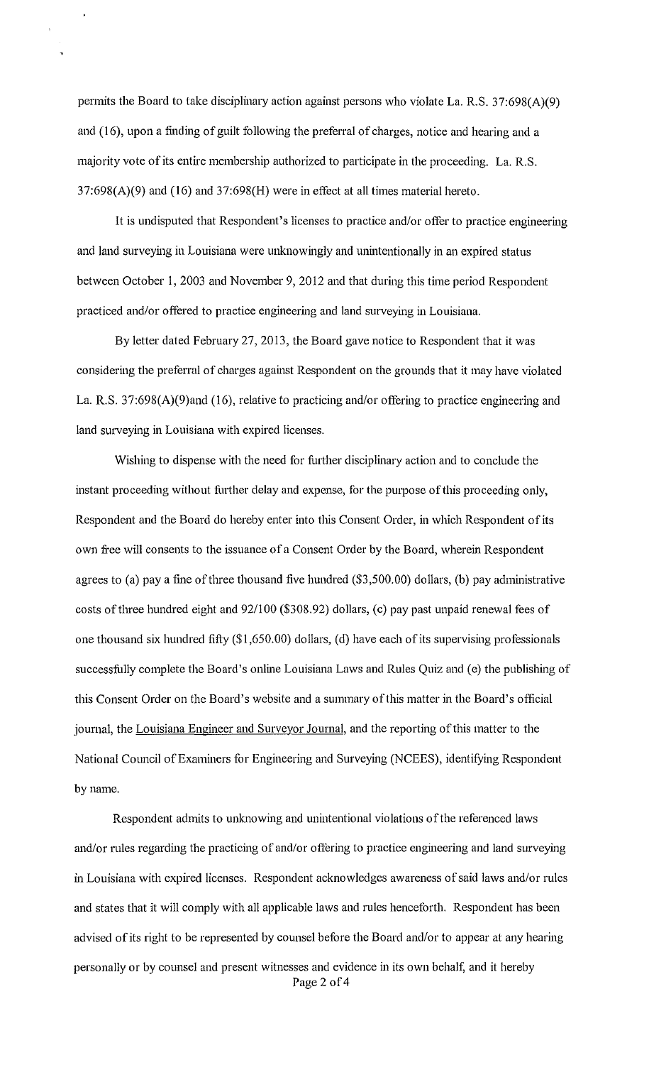permits the Board to take disciplinary action against persons who violate La. R.S. 37:698(A)(9) and (16), upon a finding of guilt following the preferral of charges, notice and hearing and a majority vote of its entire membership authorized to participate in the proceeding. La. R.S. 37:698(A)(9) and (16) and 37:698(H) were in effect at all times material hereto.

It is undisputed that Respondent's licenses to practice and/or offer to practice engineering and land surveying in Louisiana were unknowingly and unintentionally in an expired status between October 1, 2003 and November 9, 2012 and that during this time period Respondent practiced and/or offered to practice engineering and land surveying in Louisiana.

By letter dated February 27, 2013, the Board gave notice to Respondent that it was considering the preferral of charges against Respondent on the grounds that it may have violated La. R.S. 37:698(A)(9)and (16), relative to practicing and/or offering to practice engineering and land surveying in Louisiana with expired licenses.

Wishing to dispense with the need for further disciplinary action and to conclude the instant proceeding without further delay and expense, for the purpose of this proceeding only, Respondent and the Board do hereby enter into this Consent Order, in which Respondent of its own free will consents to the issuance of a Consent Order by the Board, wherein Respondent agrees to (a) pay a fine of three thousand five hundred ($3,500.00) dollars, (b) pay administrative costs of three hundred eight and 92/100 ($308.92) dollars, (c) pay past unpaid renewal fees of one thousand six hundred fifty ($1,650.00) dollars, (d) have each of its supervising professionals successfully complete the Board's online Louisiana Laws and Rules Quiz and (e) the publishing of this Consent Order on the Board's website and a summary of this matter in the Board's official journal, the Louisiana Engineer and Surveyor Journal, and the reporting of this matter to the National Council of Examiners for Engineering and Surveying (NCEES), identifying Respondent by name.

Respondent admits to unknowing and unintentional violations of the referenced laws and/or rules regarding the practicing of and/or offering to practice engineering and land surveying in Louisiana with expired licenses. Respondent acknowledges awareness of said laws and/or rules and states that it will comply with all applicable laws and rules henceforth. Respondent has been advised of its right to be represented by counsel before the Board and/or to appear at any hearing personally or by counsel and present witnesses and evidence in its own behalf, and it hereby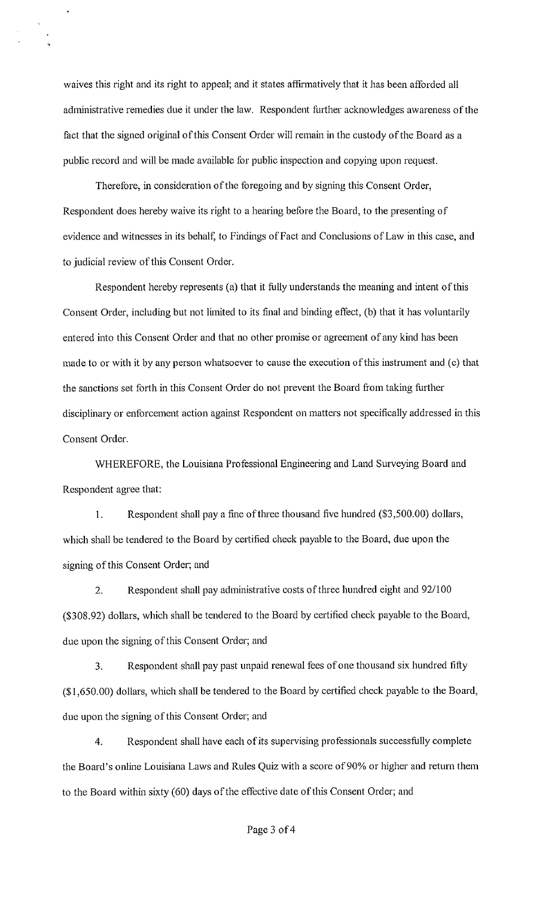waives this right and its right to appeal; and it states affirmatively that it has been afforded all administrative remedies due it under the law. Respondent further acknowledges awareness of the fact that the signed original of this Consent Order will remain in the custody of the Board as a public record and will be made available for public inspection and copying upon request.

Therefore, in consideration of the foregoing and by signing this Consent Order, Respondent does hereby waive its right to a hearing before the Board, to the presenting of evidence and witnesses in its behalf, to Findings of Fact and Conclusions of Law in this case, and to judicial review of this Consent Order.

Respondent hereby represents (a) that it fully understands the meaning and intent of this Consent Order, including but not limited to its final and binding effect, (b) that it has voluntarily entered into this Consent Order and that no other promise or agreement of any kind has been made to or with it by any person whatsoever to cause the execution of this instrument and (c) that the sanctions set forth in this Consent Order do not prevent the Board from taking further disciplinary or enforcement action against Respondent on matters not specifically addressed in this Consent Order.

WHEREFORE, the Louisiana Professional Engineering and Land Surveying Board and Respondent agree that:

1. Respondent shall pay a fine of three thousand five hundred ($3,500.00) dollars, which shall be tendered to the Board by certified check payable to the Board, due upon the signing of this Consent Order; and

2. Respondent shall pay administrative costs of three hundred eight and 92/100 ($308.92) dollars, which shall be tendered to the Board by certified check payable to the Board, due upon the signing of this Consent Order; and

3. Respondent shall pay past unpaid renewal fees of one thousand six hundred fifty ($1,650.00) dollars, which shall be tendered to the Board by certified check payable to the Board, due upon the signing of this Consent Order; and

4. Respondent shall have each of its supervising professionals successfully complete the Board's online Louisiana Laws and Rules Quiz with a score of 90% or higher and return them to the Board within sixty (60) days of the effective date of this Consent Order; and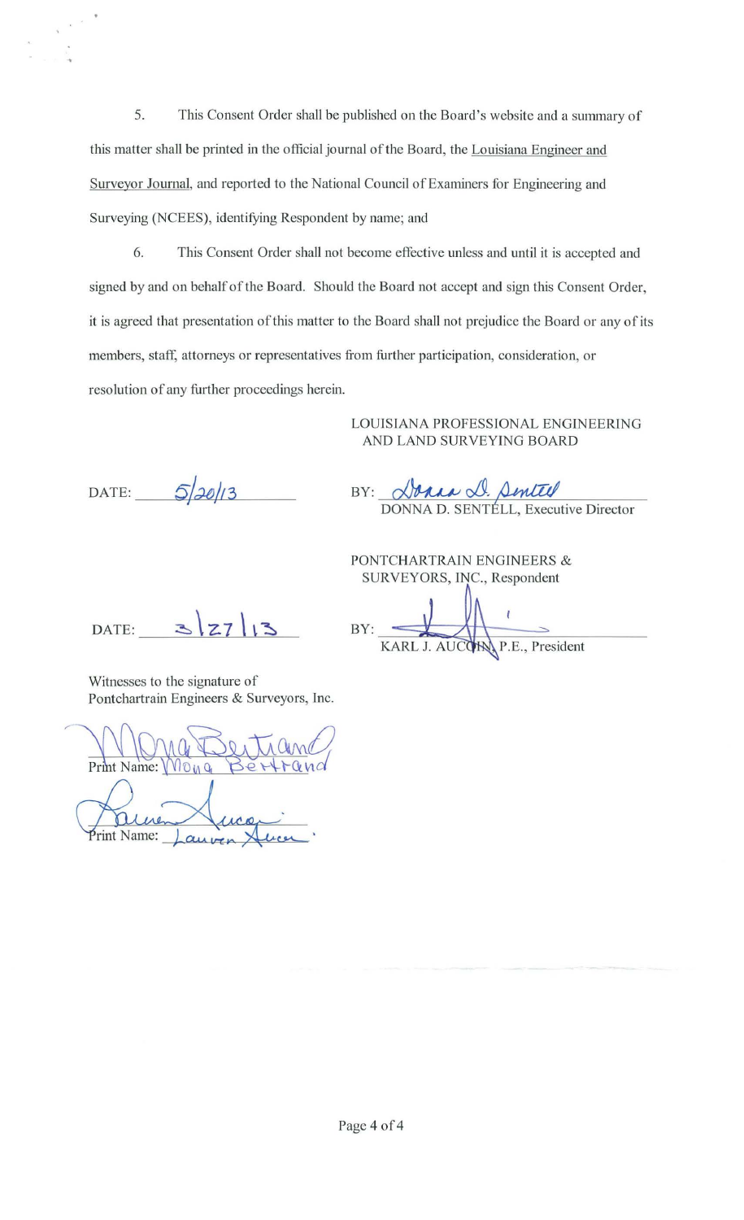5. This Consent Order shall be published on the Board's website and a summary of this matter shall be printed in the official journal of the Board, the Louisiana Engineer and Surveyor Journal, and reported to the National Council of Examiners for Engineering and Surveying (NCEES), identifying Respondent by name; and

6. This Consent Order shall not become effective unless and until it is accepted and signed by and on behalf of the Board. Should the Board not accept and sign this Consent Order, it is agreed that presentation of this matter to the Board shall not prejudice the Board or any of its members, staff, attorneys or representatives from further participation, consideration, or resolution of any further proceedings herein.

LOUISIANA PROFESSIONAL ENGINEERING AND LAND SURVEYING BOARD

DATE: 5/20/13

BY: Donna D. Sentell
DONNA D. SENTELL, Executive Director

PONTCHARTRAIN ENGINEERS & SURVEYORS, INC., Respondent

DATE: 3/27/13

BY: [signature]
KARL J. AUCOIN, P.E., President

Witnesses to the signature of Pontchartrain Engineers & Surveyors, Inc.

[signature]
Print Name: Mona Bertrand

[signature]
Print Name: Lauren Aucoin